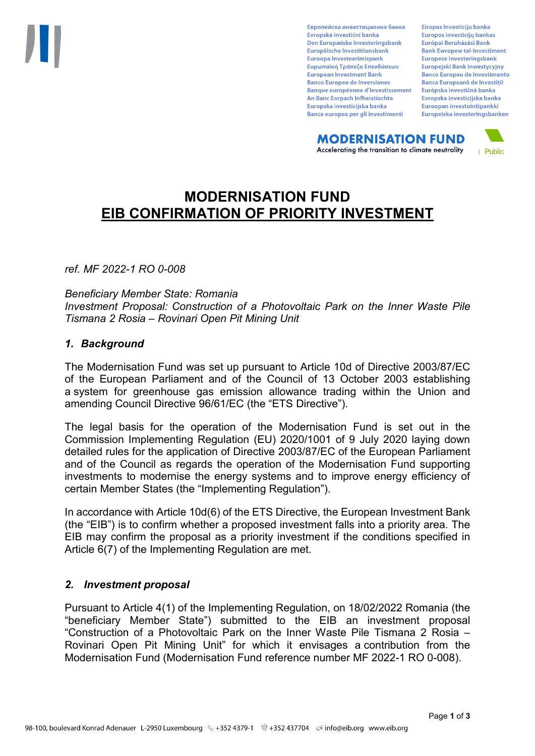# MODERNISATION FUND
# EIB CONFIRMATION OF PRIORITY INVESTMENT

*ref. MF 2022-1 RO 0-008*

*Beneficiary Member State: Romania*
*Investment Proposal: Construction of a Photovoltaic Park on the Inner Waste Pile Tismana 2 Rosia – Rovinari Open Pit Mining Unit*

## *1. Background*

The Modernisation Fund was set up pursuant to Article 10d of Directive 2003/87/EC of the European Parliament and of the Council of 13 October 2003 establishing a system for greenhouse gas emission allowance trading within the Union and amending Council Directive 96/61/EC (the "ETS Directive").

The legal basis for the operation of the Modernisation Fund is set out in the Commission Implementing Regulation (EU) 2020/1001 of 9 July 2020 laying down detailed rules for the application of Directive 2003/87/EC of the European Parliament and of the Council as regards the operation of the Modernisation Fund supporting investments to modernise the energy systems and to improve energy efficiency of certain Member States (the "Implementing Regulation").

In accordance with Article 10d(6) of the ETS Directive, the European Investment Bank (the "EIB") is to confirm whether a proposed investment falls into a priority area. The EIB may confirm the proposal as a priority investment if the conditions specified in Article 6(7) of the Implementing Regulation are met.

## *2. Investment proposal*

Pursuant to Article 4(1) of the Implementing Regulation, on 18/02/2022 Romania (the "beneficiary Member State") submitted to the EIB an investment proposal "Construction of a Photovoltaic Park on the Inner Waste Pile Tismana 2 Rosia – Rovinari Open Pit Mining Unit" for which it envisages a contribution from the Modernisation Fund (Modernisation Fund reference number MF 2022-1 RO 0-008).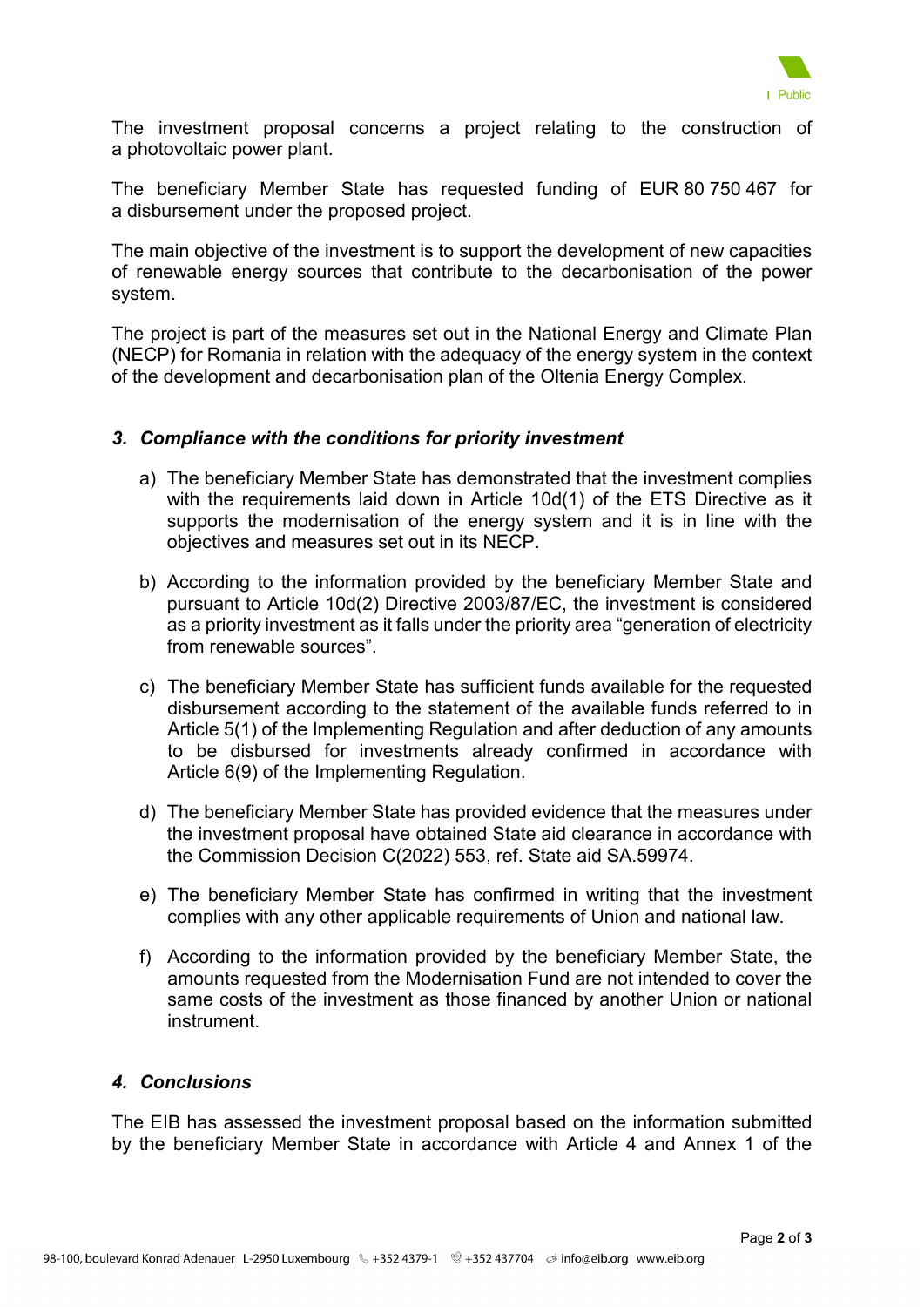The investment proposal concerns a project relating to the construction of a photovoltaic power plant.

The beneficiary Member State has requested funding of EUR 80 750 467 for a disbursement under the proposed project.

The main objective of the investment is to support the development of new capacities of renewable energy sources that contribute to the decarbonisation of the power system.

The project is part of the measures set out in the National Energy and Climate Plan (NECP) for Romania in relation with the adequacy of the energy system in the context of the development and decarbonisation plan of the Oltenia Energy Complex.

### *3. Compliance with the conditions for priority investment*

a) The beneficiary Member State has demonstrated that the investment complies with the requirements laid down in Article 10d(1) of the ETS Directive as it supports the modernisation of the energy system and it is in line with the objectives and measures set out in its NECP.

b) According to the information provided by the beneficiary Member State and pursuant to Article 10d(2) Directive 2003/87/EC, the investment is considered as a priority investment as it falls under the priority area "generation of electricity from renewable sources".

c) The beneficiary Member State has sufficient funds available for the requested disbursement according to the statement of the available funds referred to in Article 5(1) of the Implementing Regulation and after deduction of any amounts to be disbursed for investments already confirmed in accordance with Article 6(9) of the Implementing Regulation.

d) The beneficiary Member State has provided evidence that the measures under the investment proposal have obtained State aid clearance in accordance with the Commission Decision C(2022) 553, ref. State aid SA.59974.

e) The beneficiary Member State has confirmed in writing that the investment complies with any other applicable requirements of Union and national law.

f) According to the information provided by the beneficiary Member State, the amounts requested from the Modernisation Fund are not intended to cover the same costs of the investment as those financed by another Union or national instrument.

### *4. Conclusions*

The EIB has assessed the investment proposal based on the information submitted by the beneficiary Member State in accordance with Article 4 and Annex 1 of the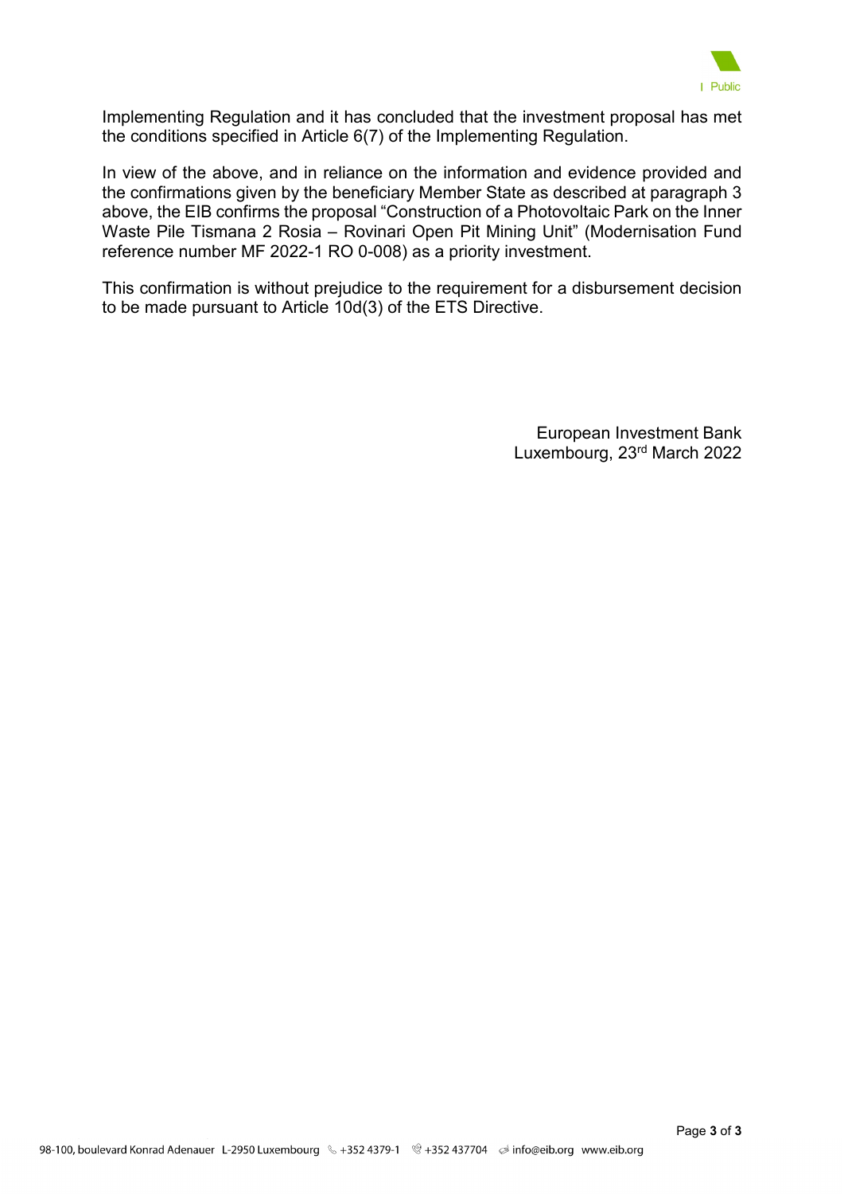Implementing Regulation and it has concluded that the investment proposal has met the conditions specified in Article 6(7) of the Implementing Regulation.

In view of the above, and in reliance on the information and evidence provided and the confirmations given by the beneficiary Member State as described at paragraph 3 above, the EIB confirms the proposal "Construction of a Photovoltaic Park on the Inner Waste Pile Tismana 2 Rosia – Rovinari Open Pit Mining Unit" (Modernisation Fund reference number MF 2022-1 RO 0-008) as a priority investment.

This confirmation is without prejudice to the requirement for a disbursement decision to be made pursuant to Article 10d(3) of the ETS Directive.

European Investment Bank
Luxembourg, 23rd March 2022